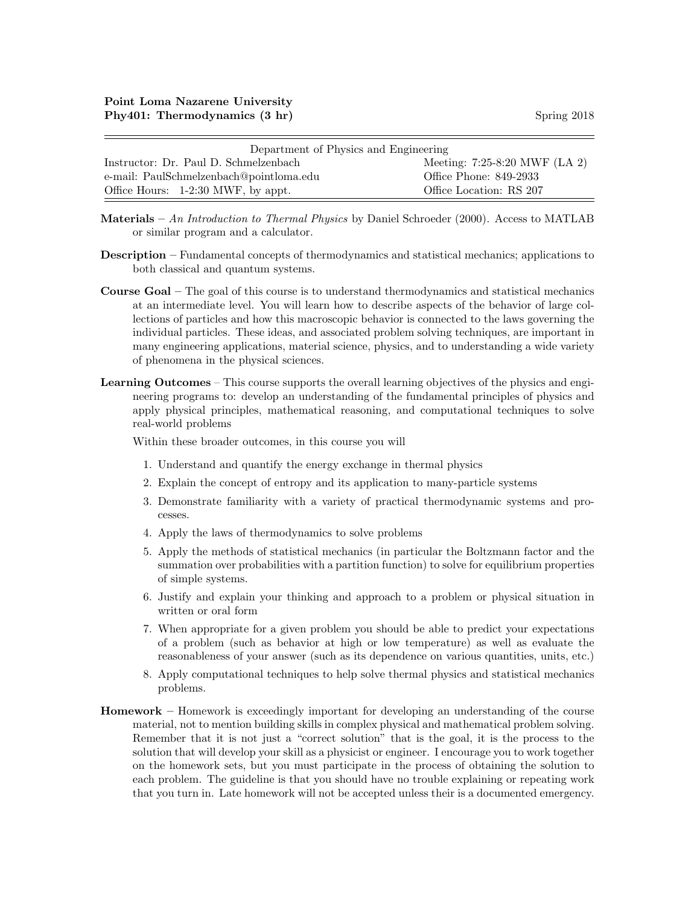**Point Loma Nazarene University**
**Phy401: Thermodynamics (3 hr)** Spring 2018

| Department of Physics and Engineering | |
|---|---|
| Instructor: Dr. Paul D. Schmelzenbach | Meeting: 7:25-8:20 MWF (LA 2) |
| e-mail: PaulSchmelzenbach@pointloma.edu | Office Phone: 849-2933 |
| Office Hours: 1-2:30 MWF, by appt. | Office Location: RS 207 |

**Materials** – *An Introduction to Thermal Physics* by Daniel Schroeder (2000). Access to MATLAB or similar program and a calculator.

**Description** – Fundamental concepts of thermodynamics and statistical mechanics; applications to both classical and quantum systems.

**Course Goal** – The goal of this course is to understand thermodynamics and statistical mechanics at an intermediate level. You will learn how to describe aspects of the behavior of large collections of particles and how this macroscopic behavior is connected to the laws governing the individual particles. These ideas, and associated problem solving techniques, are important in many engineering applications, material science, physics, and to understanding a wide variety of phenomena in the physical sciences.

**Learning Outcomes** – This course supports the overall learning objectives of the physics and engineering programs to: develop an understanding of the fundamental principles of physics and apply physical principles, mathematical reasoning, and computational techniques to solve real-world problems

Within these broader outcomes, in this course you will

1. Understand and quantify the energy exchange in thermal physics
2. Explain the concept of entropy and its application to many-particle systems
3. Demonstrate familiarity with a variety of practical thermodynamic systems and processes.
4. Apply the laws of thermodynamics to solve problems
5. Apply the methods of statistical mechanics (in particular the Boltzmann factor and the summation over probabilities with a partition function) to solve for equilibrium properties of simple systems.
6. Justify and explain your thinking and approach to a problem or physical situation in written or oral form
7. When appropriate for a given problem you should be able to predict your expectations of a problem (such as behavior at high or low temperature) as well as evaluate the reasonableness of your answer (such as its dependence on various quantities, units, etc.)
8. Apply computational techniques to help solve thermal physics and statistical mechanics problems.

**Homework** – Homework is exceedingly important for developing an understanding of the course material, not to mention building skills in complex physical and mathematical problem solving. Remember that it is not just a "correct solution" that is the goal, it is the process to the solution that will develop your skill as a physicist or engineer. I encourage you to work together on the homework sets, but you must participate in the process of obtaining the solution to each problem. The guideline is that you should have no trouble explaining or repeating work that you turn in. Late homework will not be accepted unless their is a documented emergency.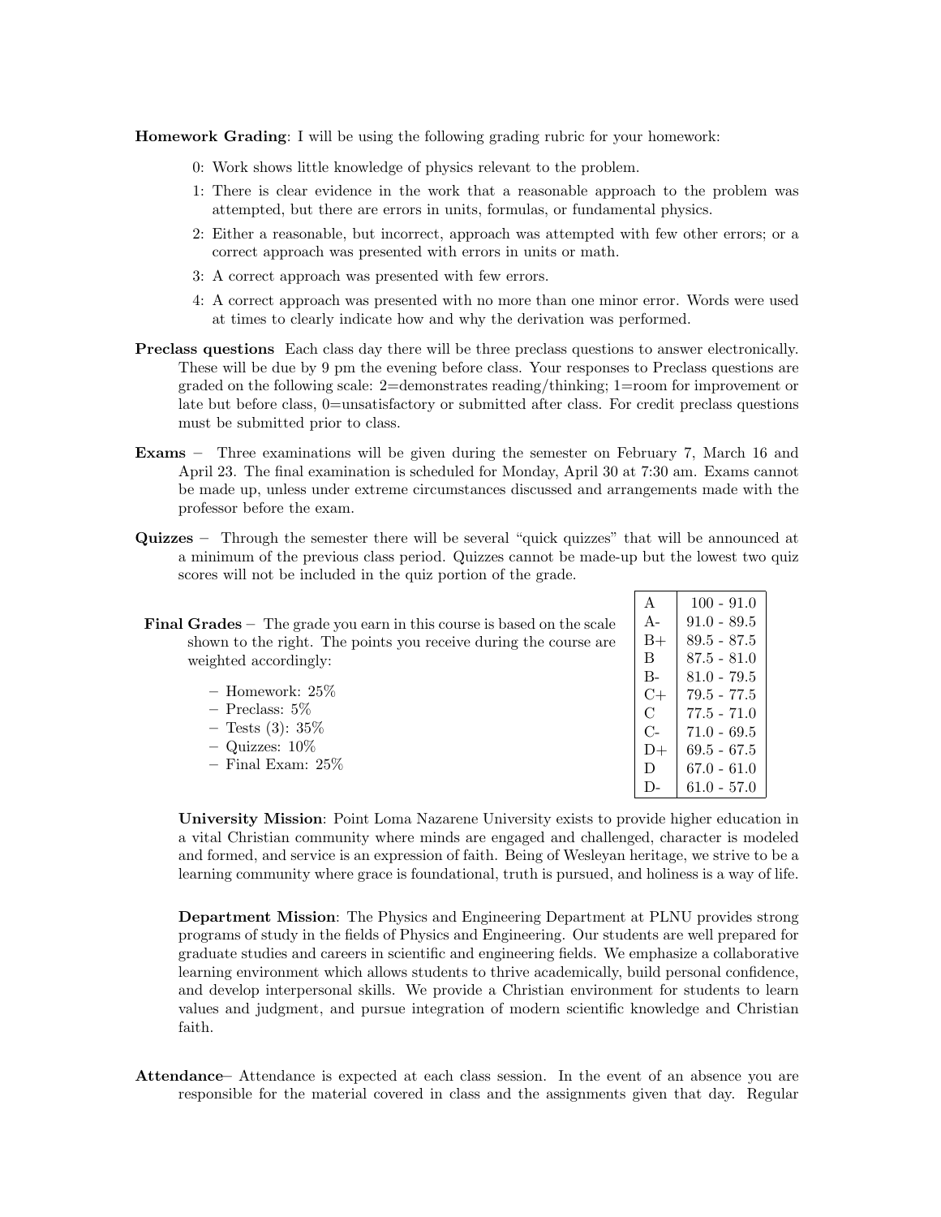**Homework Grading**: I will be using the following grading rubric for your homework:

- 0: Work shows little knowledge of physics relevant to the problem.
- 1: There is clear evidence in the work that a reasonable approach to the problem was attempted, but there are errors in units, formulas, or fundamental physics.
- 2: Either a reasonable, but incorrect, approach was attempted with few other errors; or a correct approach was presented with errors in units or math.
- 3: A correct approach was presented with few errors.
- 4: A correct approach was presented with no more than one minor error. Words were used at times to clearly indicate how and why the derivation was performed.

**Preclass questions** Each class day there will be three preclass questions to answer electronically. These will be due by 9 pm the evening before class. Your responses to Preclass questions are graded on the following scale: 2=demonstrates reading/thinking; 1=room for improvement or late but before class, 0=unsatisfactory or submitted after class. For credit preclass questions must be submitted prior to class.

**Exams** – Three examinations will be given during the semester on February 7, March 16 and April 23. The final examination is scheduled for Monday, April 30 at 7:30 am. Exams cannot be made up, unless under extreme circumstances discussed and arrangements made with the professor before the exam.

**Quizzes** – Through the semester there will be several "quick quizzes" that will be announced at a minimum of the previous class period. Quizzes cannot be made-up but the lowest two quiz scores will not be included in the quiz portion of the grade.

**Final Grades** – The grade you earn in this course is based on the scale shown to the right. The points you receive during the course are weighted accordingly:

- Homework: 25%
- Preclass: 5%
- Tests (3): 35%
- Quizzes: 10%
- Final Exam: 25%

| Grade | Range |
|---|---|
| A | 100 - 91.0 |
| A- | 91.0 - 89.5 |
| B+ | 89.5 - 87.5 |
| B | 87.5 - 81.0 |
| B- | 81.0 - 79.5 |
| C+ | 79.5 - 77.5 |
| C | 77.5 - 71.0 |
| C- | 71.0 - 69.5 |
| D+ | 69.5 - 67.5 |
| D | 67.0 - 61.0 |
| D- | 61.0 - 57.0 |

**University Mission**: Point Loma Nazarene University exists to provide higher education in a vital Christian community where minds are engaged and challenged, character is modeled and formed, and service is an expression of faith. Being of Wesleyan heritage, we strive to be a learning community where grace is foundational, truth is pursued, and holiness is a way of life.

**Department Mission**: The Physics and Engineering Department at PLNU provides strong programs of study in the fields of Physics and Engineering. Our students are well prepared for graduate studies and careers in scientific and engineering fields. We emphasize a collaborative learning environment which allows students to thrive academically, build personal confidence, and develop interpersonal skills. We provide a Christian environment for students to learn values and judgment, and pursue integration of modern scientific knowledge and Christian faith.

**Attendance**– Attendance is expected at each class session. In the event of an absence you are responsible for the material covered in class and the assignments given that day. Regular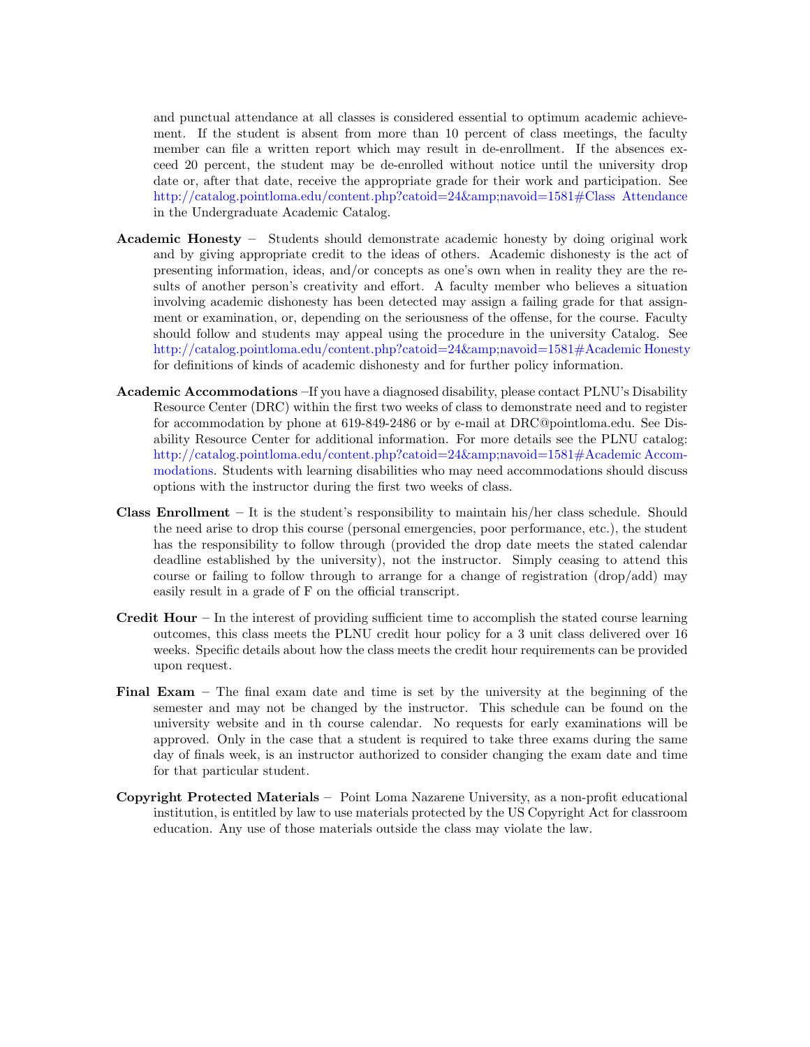and punctual attendance at all classes is considered essential to optimum academic achievement. If the student is absent from more than 10 percent of class meetings, the faculty member can file a written report which may result in de-enrollment. If the absences exceed 20 percent, the student may be de-enrolled without notice until the university drop date or, after that date, receive the appropriate grade for their work and participation. See http://catalog.pointloma.edu/content.php?catoid=24&amp;navoid=1581#Class Attendance in the Undergraduate Academic Catalog.

**Academic Honesty** – Students should demonstrate academic honesty by doing original work and by giving appropriate credit to the ideas of others. Academic dishonesty is the act of presenting information, ideas, and/or concepts as one's own when in reality they are the results of another person's creativity and effort. A faculty member who believes a situation involving academic dishonesty has been detected may assign a failing grade for that assignment or examination, or, depending on the seriousness of the offense, for the course. Faculty should follow and students may appeal using the procedure in the university Catalog. See http://catalog.pointloma.edu/content.php?catoid=24&amp;navoid=1581#Academic Honesty for definitions of kinds of academic dishonesty and for further policy information.

**Academic Accommodations** –If you have a diagnosed disability, please contact PLNU's Disability Resource Center (DRC) within the first two weeks of class to demonstrate need and to register for accommodation by phone at 619-849-2486 or by e-mail at DRC@pointloma.edu. See Disability Resource Center for additional information. For more details see the PLNU catalog: http://catalog.pointloma.edu/content.php?catoid=24&amp;navoid=1581#Academic Accommodations. Students with learning disabilities who may need accommodations should discuss options with the instructor during the first two weeks of class.

**Class Enrollment** – It is the student's responsibility to maintain his/her class schedule. Should the need arise to drop this course (personal emergencies, poor performance, etc.), the student has the responsibility to follow through (provided the drop date meets the stated calendar deadline established by the university), not the instructor. Simply ceasing to attend this course or failing to follow through to arrange for a change of registration (drop/add) may easily result in a grade of F on the official transcript.

**Credit Hour** – In the interest of providing sufficient time to accomplish the stated course learning outcomes, this class meets the PLNU credit hour policy for a 3 unit class delivered over 16 weeks. Specific details about how the class meets the credit hour requirements can be provided upon request.

**Final Exam** – The final exam date and time is set by the university at the beginning of the semester and may not be changed by the instructor. This schedule can be found on the university website and in th course calendar. No requests for early examinations will be approved. Only in the case that a student is required to take three exams during the same day of finals week, is an instructor authorized to consider changing the exam date and time for that particular student.

**Copyright Protected Materials** – Point Loma Nazarene University, as a non-profit educational institution, is entitled by law to use materials protected by the US Copyright Act for classroom education. Any use of those materials outside the class may violate the law.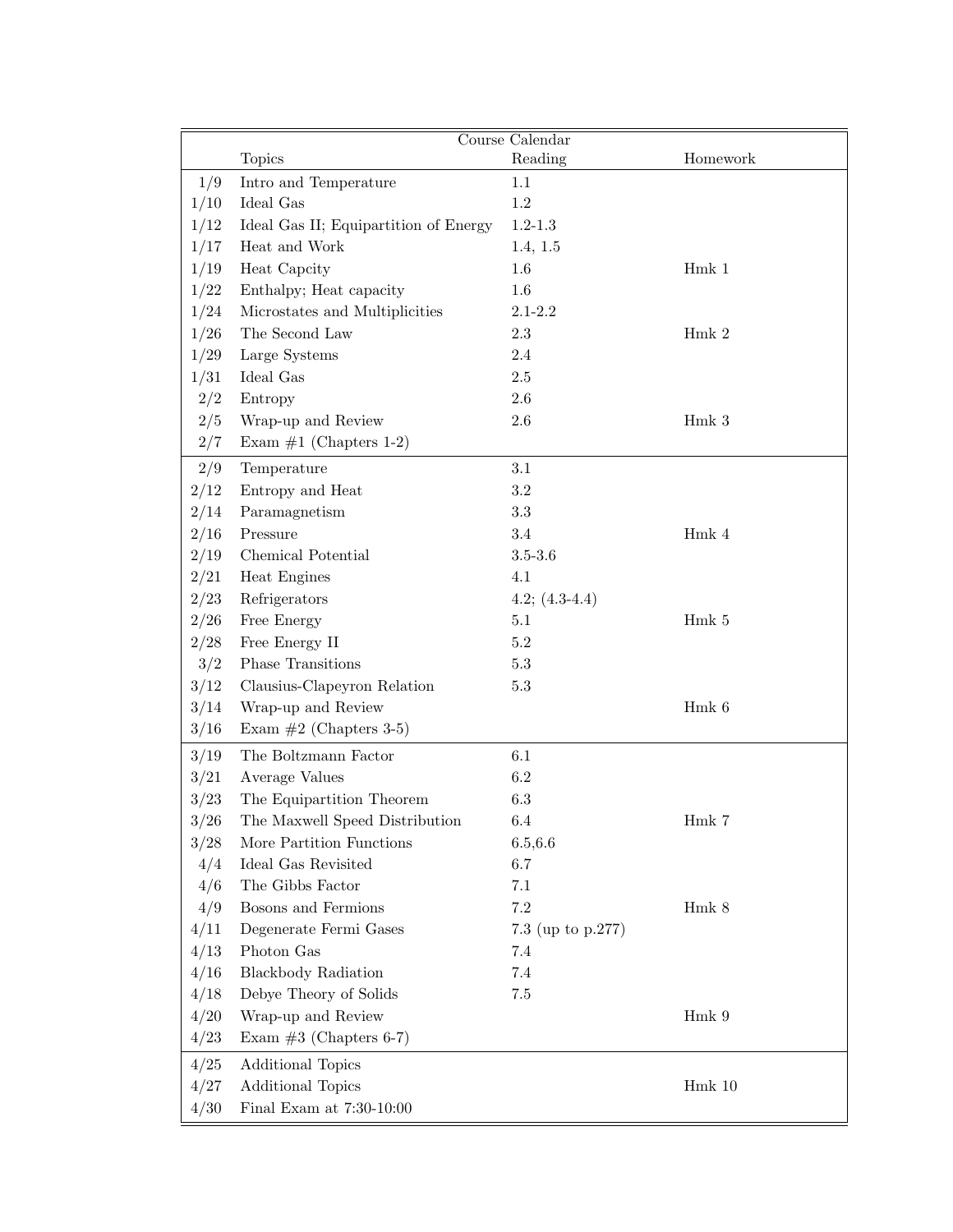| Course Calendar | | | |
|---|---|---|---|
| | Topics | Reading | Homework |
| 1/9 | Intro and Temperature | 1.1 | |
| 1/10 | Ideal Gas | 1.2 | |
| 1/12 | Ideal Gas II; Equipartition of Energy | 1.2-1.3 | |
| 1/17 | Heat and Work | 1.4, 1.5 | |
| 1/19 | Heat Capcity | 1.6 | Hmk 1 |
| 1/22 | Enthalpy; Heat capacity | 1.6 | |
| 1/24 | Microstates and Multiplicities | 2.1-2.2 | |
| 1/26 | The Second Law | 2.3 | Hmk 2 |
| 1/29 | Large Systems | 2.4 | |
| 1/31 | Ideal Gas | 2.5 | |
| 2/2 | Entropy | 2.6 | |
| 2/5 | Wrap-up and Review | 2.6 | Hmk 3 |
| 2/7 | Exam #1 (Chapters 1-2) | | |
| 2/9 | Temperature | 3.1 | |
| 2/12 | Entropy and Heat | 3.2 | |
| 2/14 | Paramagnetism | 3.3 | |
| 2/16 | Pressure | 3.4 | Hmk 4 |
| 2/19 | Chemical Potential | 3.5-3.6 | |
| 2/21 | Heat Engines | 4.1 | |
| 2/23 | Refrigerators | 4.2; (4.3-4.4) | |
| 2/26 | Free Energy | 5.1 | Hmk 5 |
| 2/28 | Free Energy II | 5.2 | |
| 3/2 | Phase Transitions | 5.3 | |
| 3/12 | Clausius-Clapeyron Relation | 5.3 | |
| 3/14 | Wrap-up and Review | | Hmk 6 |
| 3/16 | Exam #2 (Chapters 3-5) | | |
| 3/19 | The Boltzmann Factor | 6.1 | |
| 3/21 | Average Values | 6.2 | |
| 3/23 | The Equipartition Theorem | 6.3 | |
| 3/26 | The Maxwell Speed Distribution | 6.4 | Hmk 7 |
| 3/28 | More Partition Functions | 6.5,6.6 | |
| 4/4 | Ideal Gas Revisited | 6.7 | |
| 4/6 | The Gibbs Factor | 7.1 | |
| 4/9 | Bosons and Fermions | 7.2 | Hmk 8 |
| 4/11 | Degenerate Fermi Gases | 7.3 (up to p.277) | |
| 4/13 | Photon Gas | 7.4 | |
| 4/16 | Blackbody Radiation | 7.4 | |
| 4/18 | Debye Theory of Solids | 7.5 | |
| 4/20 | Wrap-up and Review | | Hmk 9 |
| 4/23 | Exam #3 (Chapters 6-7) | | |
| 4/25 | Additional Topics | | |
| 4/27 | Additional Topics | | Hmk 10 |
| 4/30 | Final Exam at 7:30-10:00 | | |